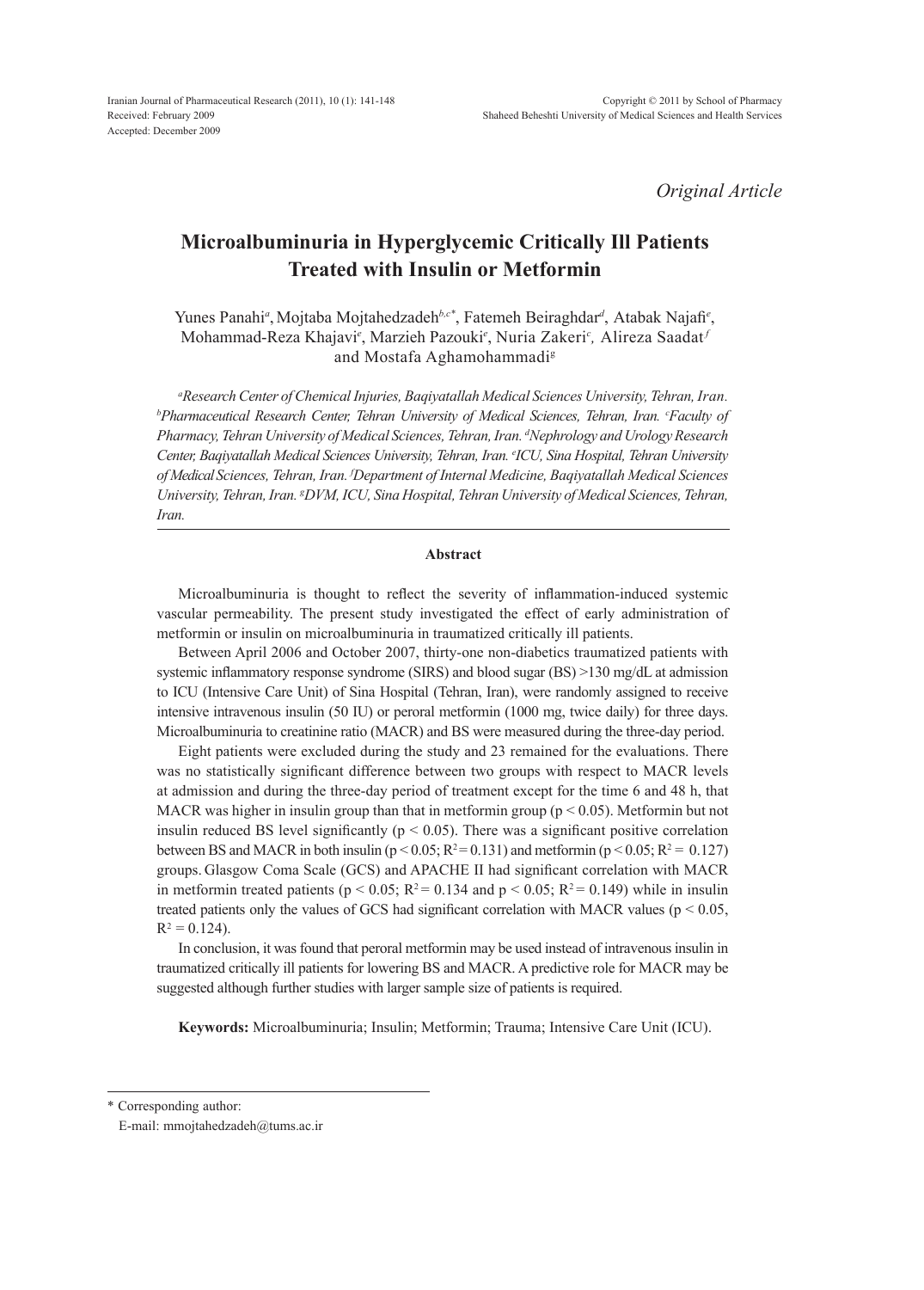*Original Article*

# Microalbuminuria in Hyperglycemic Critically Ill Patients Treated with Insulin or Metformin

Yunes Panahi[a], Mojtaba Mojtahedzadeh[b,c*], Fatemeh Beiraghdar[d], Atabak Najafi[e], Mohammad-Reza Khajavi[e], Marzieh Pazouki[e], Nuria Zakeri[c], Alireza Saadat[f] and Mostafa Aghamohammadi[g]

*[a]Research Center of Chemical Injuries, Baqiyatallah Medical Sciences University, Tehran, Iran. [b]Pharmaceutical Research Center, Tehran University of Medical Sciences, Tehran, Iran. [c]Faculty of Pharmacy, Tehran University of Medical Sciences, Tehran, Iran. [d]Nephrology and Urology Research Center, Baqiyatallah Medical Sciences University, Tehran, Iran. [e]ICU, Sina Hospital, Tehran University of Medical Sciences, Tehran, Iran. [f]Department of Internal Medicine, Baqiyatallah Medical Sciences University, Tehran, Iran. [g]DVM, ICU, Sina Hospital, Tehran University of Medical Sciences, Tehran, Iran.*

## Abstract

Microalbuminuria is thought to reflect the severity of inflammation-induced systemic vascular permeability. The present study investigated the effect of early administration of metformin or insulin on microalbuminuria in traumatized critically ill patients.

Between April 2006 and October 2007, thirty-one non-diabetics traumatized patients with systemic inflammatory response syndrome (SIRS) and blood sugar (BS) >130 mg/dL at admission to ICU (Intensive Care Unit) of Sina Hospital (Tehran, Iran), were randomly assigned to receive intensive intravenous insulin (50 IU) or peroral metformin (1000 mg, twice daily) for three days. Microalbuminuria to creatinine ratio (MACR) and BS were measured during the three-day period.

Eight patients were excluded during the study and 23 remained for the evaluations. There was no statistically significant difference between two groups with respect to MACR levels at admission and during the three-day period of treatment except for the time 6 and 48 h, that MACR was higher in insulin group than that in metformin group ($p < 0.05$). Metformin but not insulin reduced BS level significantly ($p < 0.05$). There was a significant positive correlation between BS and MACR in both insulin ($p < 0.05$; $R^2 = 0.131$) and metformin ($p < 0.05$; $R^2 = 0.127$) groups. Glasgow Coma Scale (GCS) and APACHE II had significant correlation with MACR in metformin treated patients ($p < 0.05$; $R^2 = 0.134$ and $p < 0.05$; $R^2 = 0.149$) while in insulin treated patients only the values of GCS had significant correlation with MACR values ($p < 0.05$, $R^2 = 0.124$).

In conclusion, it was found that peroral metformin may be used instead of intravenous insulin in traumatized critically ill patients for lowering BS and MACR. A predictive role for MACR may be suggested although further studies with larger sample size of patients is required.

**Keywords:** Microalbuminuria; Insulin; Metformin; Trauma; Intensive Care Unit (ICU).

---

\* Corresponding author:
E-mail: mmojtahedzadeh@tums.ac.ir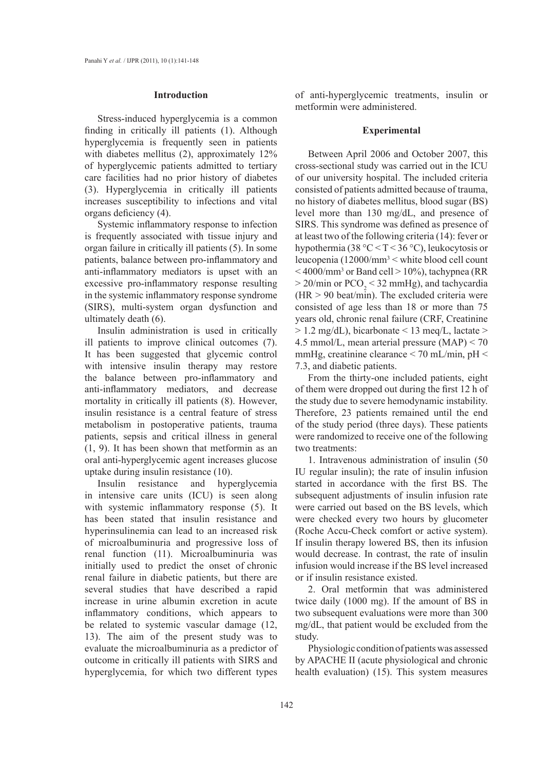## Introduction

Stress-induced hyperglycemia is a common finding in critically ill patients (1). Although hyperglycemia is frequently seen in patients with diabetes mellitus (2), approximately 12% of hyperglycemic patients admitted to tertiary care facilities had no prior history of diabetes (3). Hyperglycemia in critically ill patients increases susceptibility to infections and vital organs deficiency (4).

Systemic inflammatory response to infection is frequently associated with tissue injury and organ failure in critically ill patients (5). In some patients, balance between pro-inflammatory and anti-inflammatory mediators is upset with an excessive pro-inflammatory response resulting in the systemic inflammatory response syndrome (SIRS), multi-system organ dysfunction and ultimately death (6).

Insulin administration is used in critically ill patients to improve clinical outcomes (7). It has been suggested that glycemic control with intensive insulin therapy may restore the balance between pro-inflammatory and anti-inflammatory mediators, and decrease mortality in critically ill patients (8). However, insulin resistance is a central feature of stress metabolism in postoperative patients, trauma patients, sepsis and critical illness in general (1, 9). It has been shown that metformin as an oral anti-hyperglycemic agent increases glucose uptake during insulin resistance (10).

Insulin resistance and hyperglycemia in intensive care units (ICU) is seen along with systemic inflammatory response (5). It has been stated that insulin resistance and hyperinsulinemia can lead to an increased risk of microalbuminuria and progressive loss of renal function (11). Microalbuminuria was initially used to predict the onset of chronic renal failure in diabetic patients, but there are several studies that have described a rapid increase in urine albumin excretion in acute inflammatory conditions, which appears to be related to systemic vascular damage (12, 13). The aim of the present study was to evaluate the microalbuminuria as a predictor of outcome in critically ill patients with SIRS and hyperglycemia, for which two different types of anti-hyperglycemic treatments, insulin or metformin were administered.

## Experimental

Between April 2006 and October 2007, this cross-sectional study was carried out in the ICU of our university hospital. The included criteria consisted of patients admitted because of trauma, no history of diabetes mellitus, blood sugar (BS) level more than 130 mg/dL, and presence of SIRS. This syndrome was defined as presence of at least two of the following criteria (14): fever or hypothermia (38 °C < T < 36 °C), leukocytosis or leucopenia (12000/mm$^3$ < white blood cell count < 4000/mm$^3$ or Band cell > 10%), tachypnea (RR > 20/min or $PCO_2$ < 32 mmHg), and tachycardia (HR > 90 beat/min). The excluded criteria were consisted of age less than 18 or more than 75 years old, chronic renal failure (CRF, Creatinine > 1.2 mg/dL), bicarbonate < 13 meq/L, lactate > 4.5 mmol/L, mean arterial pressure (MAP) < 70 mmHg, creatinine clearance < 70 mL/min, pH < 7.3, and diabetic patients.

From the thirty-one included patients, eight of them were dropped out during the first 12 h of the study due to severe hemodynamic instability. Therefore, 23 patients remained until the end of the study period (three days). These patients were randomized to receive one of the following two treatments:

1. Intravenous administration of insulin (50 IU regular insulin); the rate of insulin infusion started in accordance with the first BS. The subsequent adjustments of insulin infusion rate were carried out based on the BS levels, which were checked every two hours by glucometer (Roche Accu-Check comfort or active system). If insulin therapy lowered BS, then its infusion would decrease. In contrast, the rate of insulin infusion would increase if the BS level increased or if insulin resistance existed.

2. Oral metformin that was administered twice daily (1000 mg). If the amount of BS in two subsequent evaluations were more than 300 mg/dL, that patient would be excluded from the study.

Physiologic condition of patients was assessed by APACHE II (acute physiological and chronic health evaluation) (15). This system measures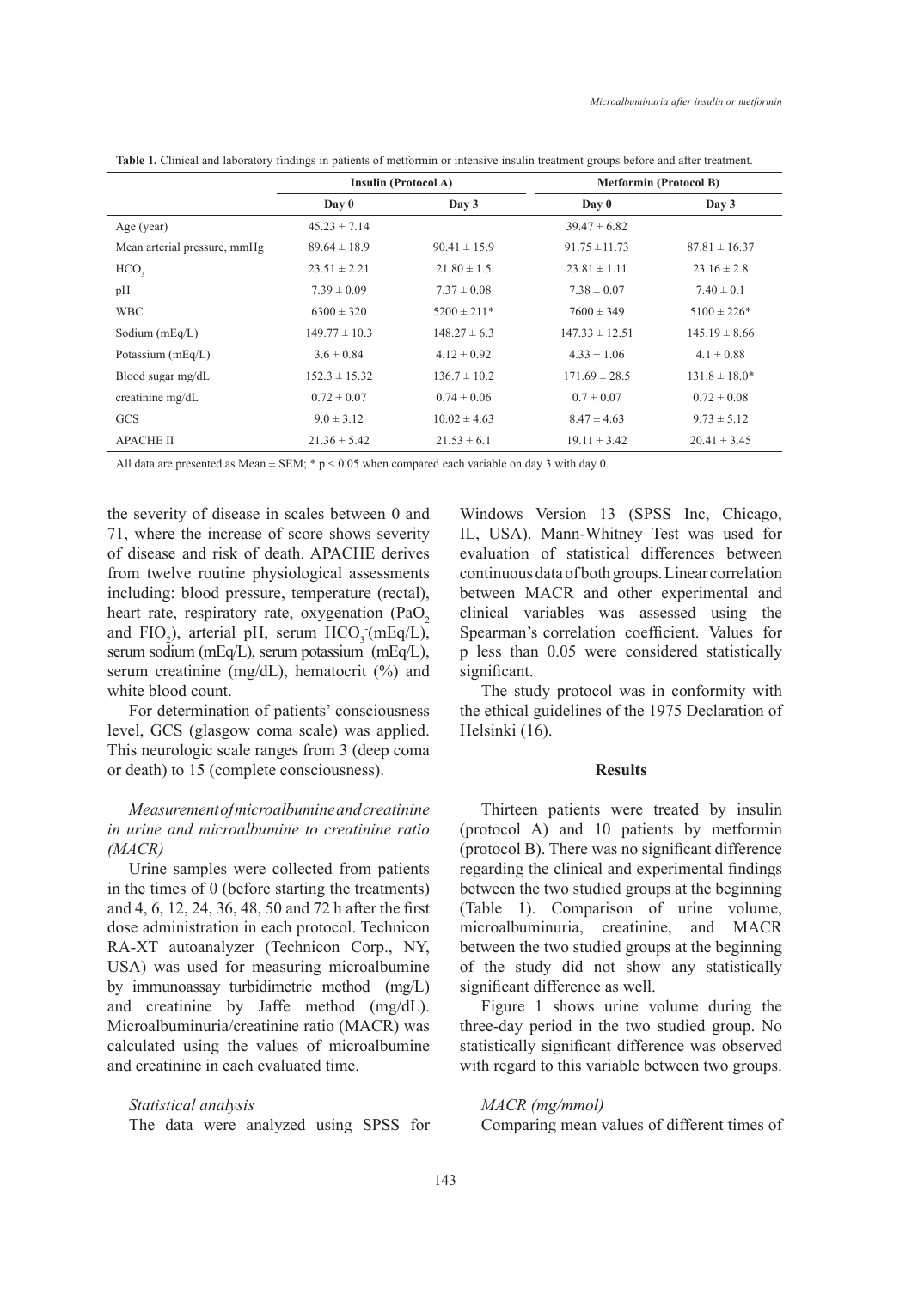**Table 1.** Clinical and laboratory findings in patients of metformin or intensive insulin treatment groups before and after treatment.

| | Insulin (Protocol A) | | Metformin (Protocol B) | |
|---|---|---|---|---|
| | Day 0 | Day 3 | Day 0 | Day 3 |
| Age (year) | 45.23 ± 7.14 | | 39.47 ± 6.82 | |
| Mean arterial pressure, mmHg | 89.64 ± 18.9 | 90.41 ± 15.9 | 91.75 ±11.73 | 87.81 ± 16.37 |
| $HCO_3$ | 23.51 ± 2.21 | 21.80 ± 1.5 | 23.81 ± 1.11 | 23.16 ± 2.8 |
| pH | 7.39 ± 0.09 | 7.37 ± 0.08 | 7.38 ± 0.07 | 7.40 ± 0.1 |
| WBC | 6300 ± 320 | 5200 ± 211* | 7600 ± 349 | 5100 ± 226* |
| Sodium (mEq/L) | 149.77 ± 10.3 | 148.27 ± 6.3 | 147.33 ± 12.51 | 145.19 ± 8.66 |
| Potassium (mEq/L) | 3.6 ± 0.84 | 4.12 ± 0.92 | 4.33 ± 1.06 | 4.1 ± 0.88 |
| Blood sugar mg/dL | 152.3 ± 15.32 | 136.7 ± 10.2 | 171.69 ± 28.5 | 131.8 ± 18.0* |
| creatinine mg/dL | 0.72 ± 0.07 | 0.74 ± 0.06 | 0.7 ± 0.07 | 0.72 ± 0.08 |
| GCS | 9.0 ± 3.12 | 10.02 ± 4.63 | 8.47 ± 4.63 | 9.73 ± 5.12 |
| APACHE II | 21.36 ± 5.42 | 21.53 ± 6.1 | 19.11 ± 3.42 | 20.41 ± 3.45 |

All data are presented as Mean ± SEM; * $p < 0.05$ when compared each variable on day 3 with day 0.

the severity of disease in scales between 0 and 71, where the increase of score shows severity of disease and risk of death. APACHE derives from twelve routine physiological assessments including: blood pressure, temperature (rectal), heart rate, respiratory rate, oxygenation ($PaO_2$ and $FIO_2$), arterial pH, serum $HCO_3^-$(mEq/L), serum sodium (mEq/L), serum potassium (mEq/L), serum creatinine (mg/dL), hematocrit (%) and white blood count.

For determination of patients' consciousness level, GCS (glasgow coma scale) was applied. This neurologic scale ranges from 3 (deep coma or death) to 15 (complete consciousness).

*Measurement of microalbumine and creatinine in urine and microalbumine to creatinine ratio (MACR)*

Urine samples were collected from patients in the times of 0 (before starting the treatments) and 4, 6, 12, 24, 36, 48, 50 and 72 h after the first dose administration in each protocol. Technicon RA-XT autoanalyzer (Technicon Corp., NY, USA) was used for measuring microalbumine by immunoassay turbidimetric method (mg/L) and creatinine by Jaffe method (mg/dL). Microalbuminuria/creatinine ratio (MACR) was calculated using the values of microalbumine and creatinine in each evaluated time.

*Statistical analysis*

The data were analyzed using SPSS for Windows Version 13 (SPSS Inc, Chicago, IL, USA). Mann-Whitney Test was used for evaluation of statistical differences between continuous data of both groups. Linear correlation between MACR and other experimental and clinical variables was assessed using the Spearman's correlation coefficient. Values for p less than 0.05 were considered statistically significant.

The study protocol was in conformity with the ethical guidelines of the 1975 Declaration of Helsinki (16).

## Results

Thirteen patients were treated by insulin (protocol A) and 10 patients by metformin (protocol B). There was no significant difference regarding the clinical and experimental findings between the two studied groups at the beginning (Table 1). Comparison of urine volume, microalbuminuria, creatinine, and MACR between the two studied groups at the beginning of the study did not show any statistically significant difference as well.

Figure 1 shows urine volume during the three-day period in the two studied group. No statistically significant difference was observed with regard to this variable between two groups.

*MACR (mg/mmol)*

Comparing mean values of different times of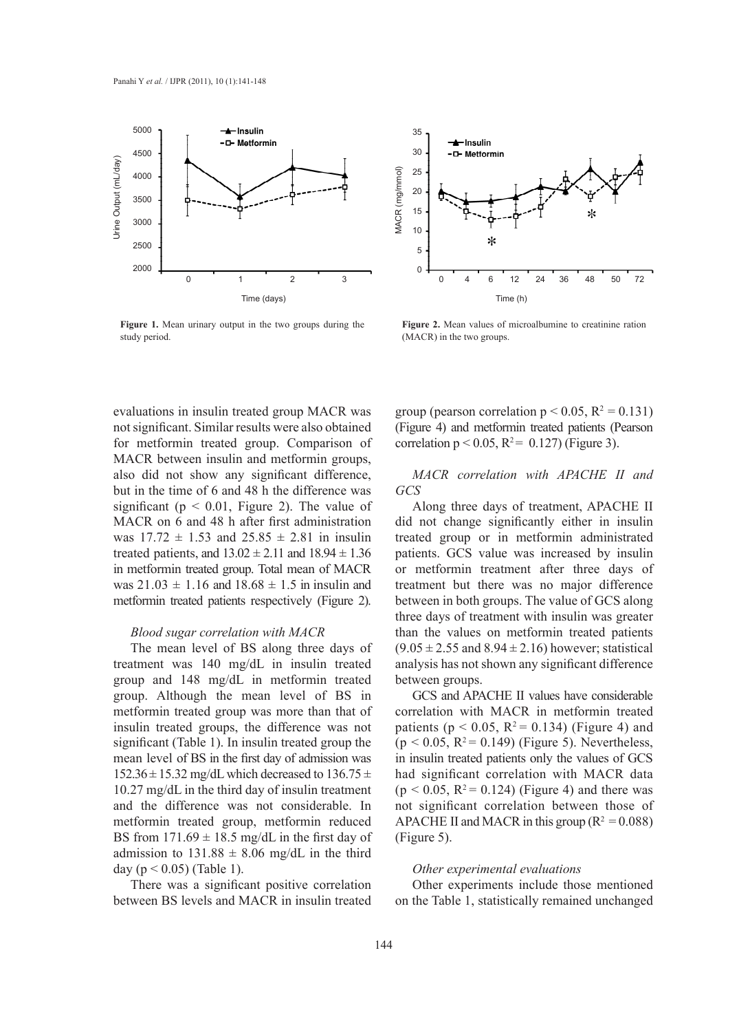Figure 1. Mean urinary output in the two groups during the study period.

Figure 2. Mean values of microalbumine to creatinine ration (MACR) in the two groups.

evaluations in insulin treated group MACR was not significant. Similar results were also obtained for metformin treated group. Comparison of MACR between insulin and metformin groups, also did not show any significant difference, but in the time of 6 and 48 h the difference was significant ($p < 0.01$, Figure 2). The value of MACR on 6 and 48 h after first administration was $17.72 \pm 1.53$ and $25.85 \pm 2.81$ in insulin treated patients, and $13.02 \pm 2.11$ and $18.94 \pm 1.36$ in metformin treated group. Total mean of MACR was $21.03 \pm 1.16$ and $18.68 \pm 1.5$ in insulin and metformin treated patients respectively (Figure 2).

### *Blood sugar correlation with MACR*

The mean level of BS along three days of treatment was 140 mg/dL in insulin treated group and 148 mg/dL in metformin treated group. Although the mean level of BS in metformin treated group was more than that of insulin treated groups, the difference was not significant (Table 1). In insulin treated group the mean level of BS in the first day of admission was $152.36 \pm 15.32$ mg/dL which decreased to $136.75 \pm 10.27$ mg/dL in the third day of insulin treatment and the difference was not considerable. In metformin treated group, metformin reduced BS from $171.69 \pm 18.5$ mg/dL in the first day of admission to $131.88 \pm 8.06$ mg/dL in the third day ($p < 0.05$) (Table 1).

There was a significant positive correlation between BS levels and MACR in insulin treated group (pearson correlation $p < 0.05$, $R^2 = 0.131$) (Figure 4) and metformin treated patients (Pearson correlation $p < 0.05$, $R^2 = 0.127$) (Figure 3).

### *MACR correlation with APACHE II and GCS*

Along three days of treatment, APACHE II did not change significantly either in insulin treated group or in metformin administrated patients. GCS value was increased by insulin or metformin treatment after three days of treatment but there was no major difference between in both groups. The value of GCS along three days of treatment with insulin was greater than the values on metformin treated patients ($9.05 \pm 2.55$ and $8.94 \pm 2.16$) however; statistical analysis has not shown any significant difference between groups.

GCS and APACHE II values have considerable correlation with MACR in metformin treated patients ($p < 0.05$, $R^2 = 0.134$) (Figure 4) and ($p < 0.05$, $R^2 = 0.149$) (Figure 5). Nevertheless, in insulin treated patients only the values of GCS had significant correlation with MACR data ($p < 0.05$, $R^2 = 0.124$) (Figure 4) and there was not significant correlation between those of APACHE II and MACR in this group ($R^2 = 0.088$) (Figure 5).

### *Other experimental evaluations*

Other experiments include those mentioned on the Table 1, statistically remained unchanged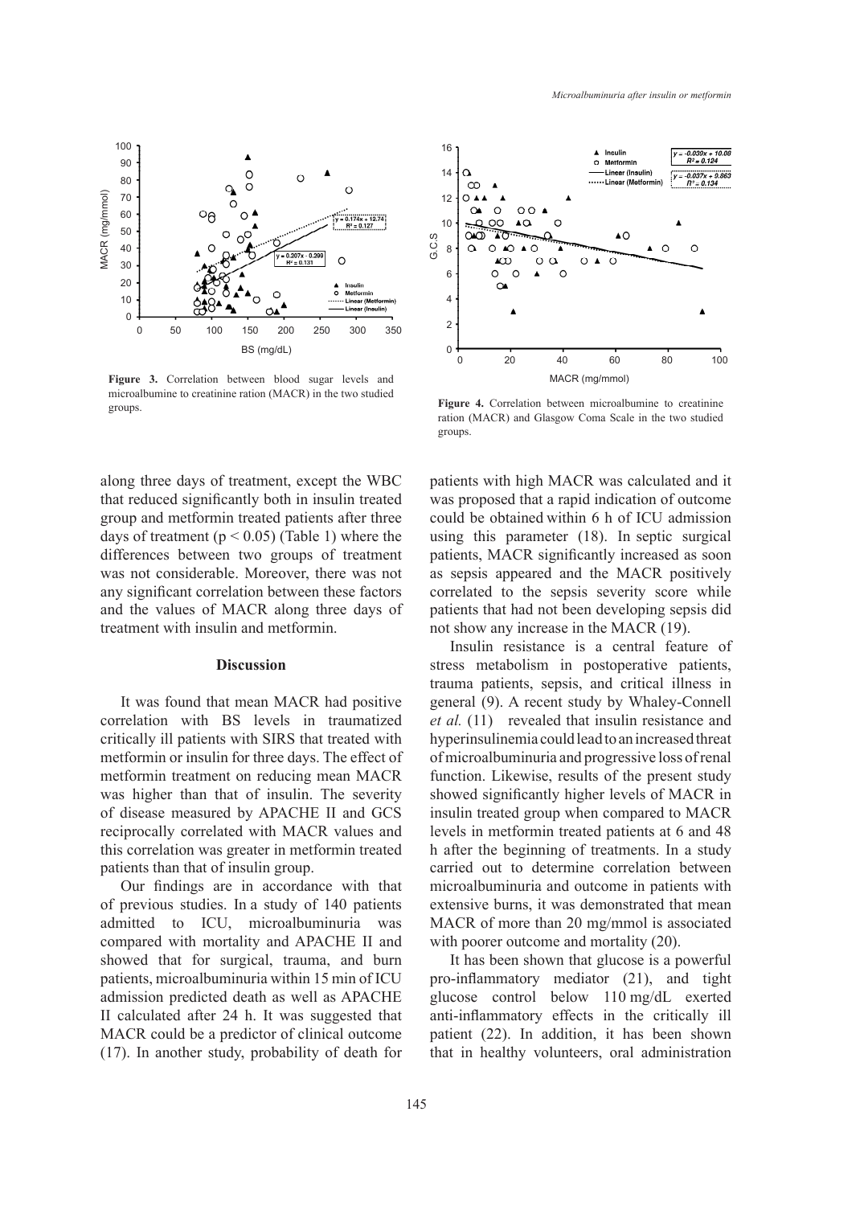Figure 3. Correlation between blood sugar levels and microalbumine to creatinine ration (MACR) in the two studied groups.

Figure 4. Correlation between microalbumine to creatinine ration (MACR) and Glasgow Coma Scale in the two studied groups.

along three days of treatment, except the WBC that reduced significantly both in insulin treated group and metformin treated patients after three days of treatment ($p < 0.05$) (Table 1) where the differences between two groups of treatment was not considerable. Moreover, there was not any significant correlation between these factors and the values of MACR along three days of treatment with insulin and metformin.

## Discussion

It was found that mean MACR had positive correlation with BS levels in traumatized critically ill patients with SIRS that treated with metformin or insulin for three days. The effect of metformin treatment on reducing mean MACR was higher than that of insulin. The severity of disease measured by APACHE II and GCS reciprocally correlated with MACR values and this correlation was greater in metformin treated patients than that of insulin group.

Our findings are in accordance with that of previous studies. In a study of 140 patients admitted to ICU, microalbuminuria was compared with mortality and APACHE II and showed that for surgical, trauma, and burn patients, microalbuminuria within 15 min of ICU admission predicted death as well as APACHE II calculated after 24 h. It was suggested that MACR could be a predictor of clinical outcome (17). In another study, probability of death for patients with high MACR was calculated and it was proposed that a rapid indication of outcome could be obtained within 6 h of ICU admission using this parameter (18). In septic surgical patients, MACR significantly increased as soon as sepsis appeared and the MACR positively correlated to the sepsis severity score while patients that had not been developing sepsis did not show any increase in the MACR (19).

Insulin resistance is a central feature of stress metabolism in postoperative patients, trauma patients, sepsis, and critical illness in general (9). A recent study by Whaley-Connell *et al.* (11) revealed that insulin resistance and hyperinsulinemia could lead to an increased threat of microalbuminuria and progressive loss of renal function. Likewise, results of the present study showed significantly higher levels of MACR in insulin treated group when compared to MACR levels in metformin treated patients at 6 and 48 h after the beginning of treatments. In a study carried out to determine correlation between microalbuminuria and outcome in patients with extensive burns, it was demonstrated that mean MACR of more than 20 mg/mmol is associated with poorer outcome and mortality (20).

It has been shown that glucose is a powerful pro-inflammatory mediator (21), and tight glucose control below 110 mg/dL exerted anti-inflammatory effects in the critically ill patient (22). In addition, it has been shown that in healthy volunteers, oral administration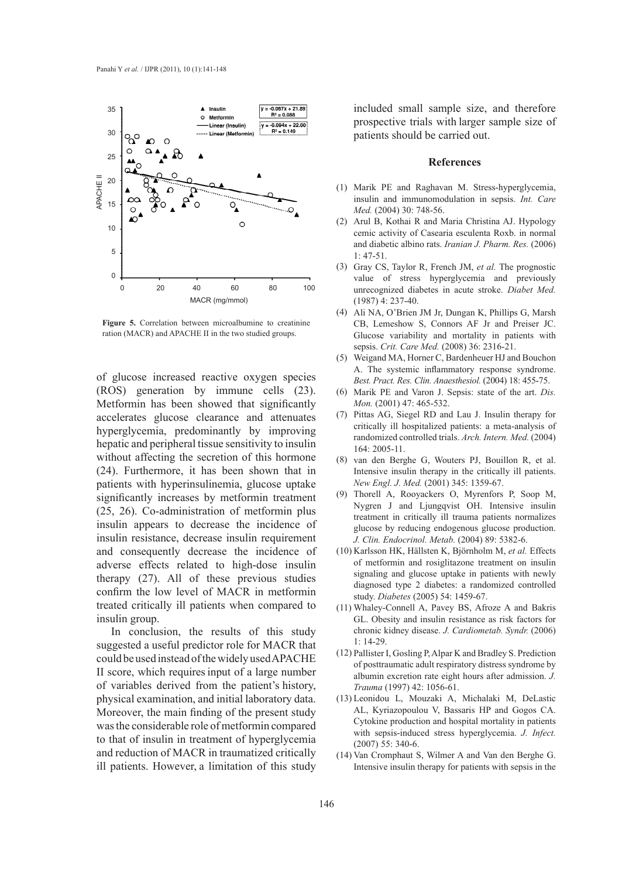**Figure 5.** Correlation between microalbumine to creatinine ration (MACR) and APACHE II in the two studied groups.

of glucose increased reactive oxygen species (ROS) generation by immune cells (23). Metformin has been showed that significantly accelerates glucose clearance and attenuates hyperglycemia, predominantly by improving hepatic and peripheral tissue sensitivity to insulin without affecting the secretion of this hormone (24). Furthermore, it has been shown that in patients with hyperinsulinemia, glucose uptake significantly increases by metformin treatment (25, 26). Co-administration of metformin plus insulin appears to decrease the incidence of insulin resistance, decrease insulin requirement and consequently decrease the incidence of adverse effects related to high-dose insulin therapy (27). All of these previous studies confirm the low level of MACR in metformin treated critically ill patients when compared to insulin group.

In conclusion, the results of this study suggested a useful predictor role for MACR that could be used instead of the widely used APACHE II score, which requires input of a large number of variables derived from the patient's history, physical examination, and initial laboratory data. Moreover, the main finding of the present study was the considerable role of metformin compared to that of insulin in treatment of hyperglycemia and reduction of MACR in traumatized critically ill patients. However, a limitation of this study included small sample size, and therefore prospective trials with larger sample size of patients should be carried out.

## References

(1) Marik PE and Raghavan M. Stress-hyperglycemia, insulin and immunomodulation in sepsis. *Int. Care Med.* (2004) 30: 748-56.

(2) Arul B, Kothai R and Maria Christina AJ. Hypology cemic activity of Casearia esculenta Roxb. in normal and diabetic albino rats. *Iranian J. Pharm. Res.* (2006) 1: 47-51.

(3) Gray CS, Taylor R, French JM, *et al.* The prognostic value of stress hyperglycemia and previously unrecognized diabetes in acute stroke. *Diabet Med.* (1987) 4: 237-40.

(4) Ali NA, O'Brien JM Jr, Dungan K, Phillips G, Marsh CB, Lemeshow S, Connors AF Jr and Preiser JC. Glucose variability and mortality in patients with sepsis. *Crit. Care Med.* (2008) 36: 2316-21.

(5) Weigand MA, Horner C, Bardenheuer HJ and Bouchon A. The systemic inflammatory response syndrome. *Best. Pract. Res. Clin. Anaesthesiol.* (2004) 18: 455-75.

(6) Marik PE and Varon J. Sepsis: state of the art. *Dis. Mon.* (2001) 47: 465-532.

(7) Pittas AG, Siegel RD and Lau J. Insulin therapy for critically ill hospitalized patients: a meta-analysis of randomized controlled trials. *Arch. Intern. Med.* (2004) 164: 2005-11.

(8) van den Berghe G, Wouters PJ, Bouillon R, et al. Intensive insulin therapy in the critically ill patients. *New Engl. J. Med.* (2001) 345: 1359-67.

(9) Thorell A, Rooyackers O, Myrenfors P, Soop M, Nygren J and Ljungqvist OH. Intensive insulin treatment in critically ill trauma patients normalizes glucose by reducing endogenous glucose production. *J. Clin. Endocrinol. Metab.* (2004) 89: 5382-6.

(10) Karlsson HK, Hällsten K, Björnholm M, *et al.* Effects of metformin and rosiglitazone treatment on insulin signaling and glucose uptake in patients with newly diagnosed type 2 diabetes: a randomized controlled study. *Diabetes* (2005) 54: 1459-67.

(11) Whaley-Connell A, Pavey BS, Afroze A and Bakris GL. Obesity and insulin resistance as risk factors for chronic kidney disease. *J. Cardiometab. Syndr.* (2006) 1: 14-29.

(12) Pallister I, Gosling P, Alpar K and Bradley S. Prediction of posttraumatic adult respiratory distress syndrome by albumin excretion rate eight hours after admission. *J. Trauma* (1997) 42: 1056-61.

(13) Leonidou L, Mouzaki A, Michalaki M, DeLastic AL, Kyriazopoulou V, Bassaris HP and Gogos CA. Cytokine production and hospital mortality in patients with sepsis-induced stress hyperglycemia. *J. Infect.* (2007) 55: 340-6.

(14) Van Cromphaut S, Wilmer A and Van den Berghe G. Intensive insulin therapy for patients with sepsis in the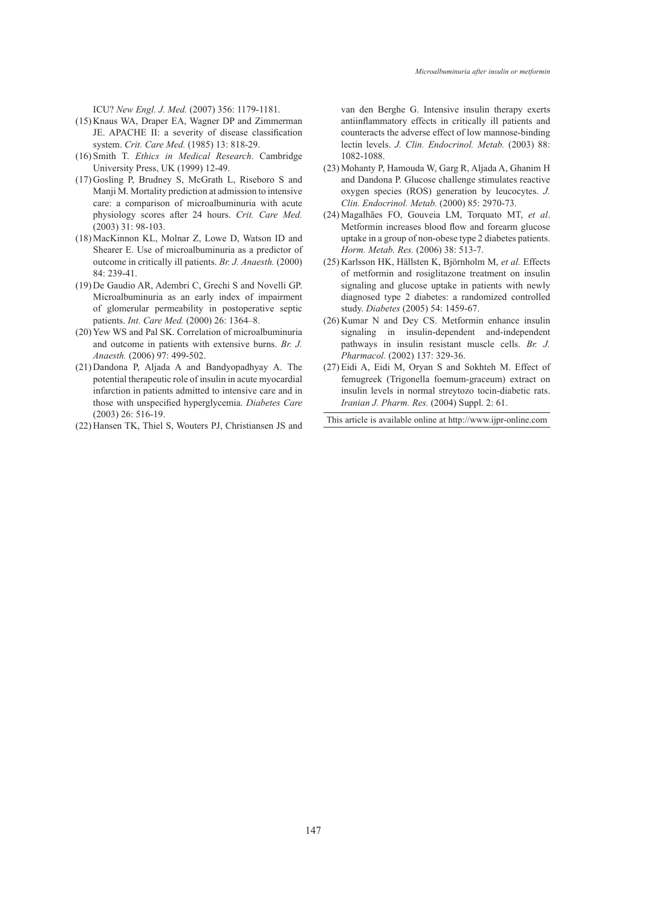ICU? *New Engl. J. Med.* (2007) 356: 1179-1181.

(15) Knaus WA, Draper EA, Wagner DP and Zimmerman JE. APACHE II: a severity of disease classification system. *Crit. Care Med.* (1985) 13: 818-29.

(16) Smith T. *Ethics in Medical Research*. Cambridge University Press, UK (1999) 12-49.

(17) Gosling P, Brudney S, McGrath L, Riseboro S and Manji M. Mortality prediction at admission to intensive care: a comparison of microalbuminuria with acute physiology scores after 24 hours. *Crit. Care Med.* (2003) 31: 98-103.

(18) MacKinnon KL, Molnar Z, Lowe D, Watson ID and Shearer E. Use of microalbuminuria as a predictor of outcome in critically ill patients. *Br. J. Anaesth.* (2000) 84: 239-41.

(19) De Gaudio AR, Adembri C, Grechi S and Novelli GP. Microalbuminuria as an early index of impairment of glomerular permeability in postoperative septic patients. *Int. Care Med.* (2000) 26: 1364–8.

(20) Yew WS and Pal SK. Correlation of microalbuminuria and outcome in patients with extensive burns. *Br. J. Anaesth.* (2006) 97: 499-502.

(21) Dandona P, Aljada A and Bandyopadhyay A. The potential therapeutic role of insulin in acute myocardial infarction in patients admitted to intensive care and in those with unspecified hyperglycemia. *Diabetes Care* (2003) 26: 516-19.

(22) Hansen TK, Thiel S, Wouters PJ, Christiansen JS and van den Berghe G. Intensive insulin therapy exerts antiinflammatory effects in critically ill patients and counteracts the adverse effect of low mannose-binding lectin levels. *J. Clin. Endocrinol. Metab.* (2003) 88: 1082-1088.

(23) Mohanty P, Hamouda W, Garg R, Aljada A, Ghanim H and Dandona P. Glucose challenge stimulates reactive oxygen species (ROS) generation by leucocytes. *J. Clin. Endocrinol. Metab.* (2000) 85: 2970-73.

(24) Magalhães FO, Gouveia LM, Torquato MT, *et al*. Metformin increases blood flow and forearm glucose uptake in a group of non-obese type 2 diabetes patients. *Horm. Metab. Res.* (2006) 38: 513-7.

(25) Karlsson HK, Hällsten K, Björnholm M, *et al.* Effects of metformin and rosiglitazone treatment on insulin signaling and glucose uptake in patients with newly diagnosed type 2 diabetes: a randomized controlled study. *Diabetes* (2005) 54: 1459-67.

(26) Kumar N and Dey CS. Metformin enhance insulin signaling in insulin-dependent and-independent pathways in insulin resistant muscle cells. *Br. J. Pharmacol.* (2002) 137: 329-36.

(27) Eidi A, Eidi M, Oryan S and Sokhteh M. Effect of femugreek (Trigonella foemum-graceum) extract on insulin levels in normal streytozo tocin-diabetic rats. *Iranian J. Pharm. Res.* (2004) Suppl. 2: 61.

This article is available online at http://www.ijpr-online.com